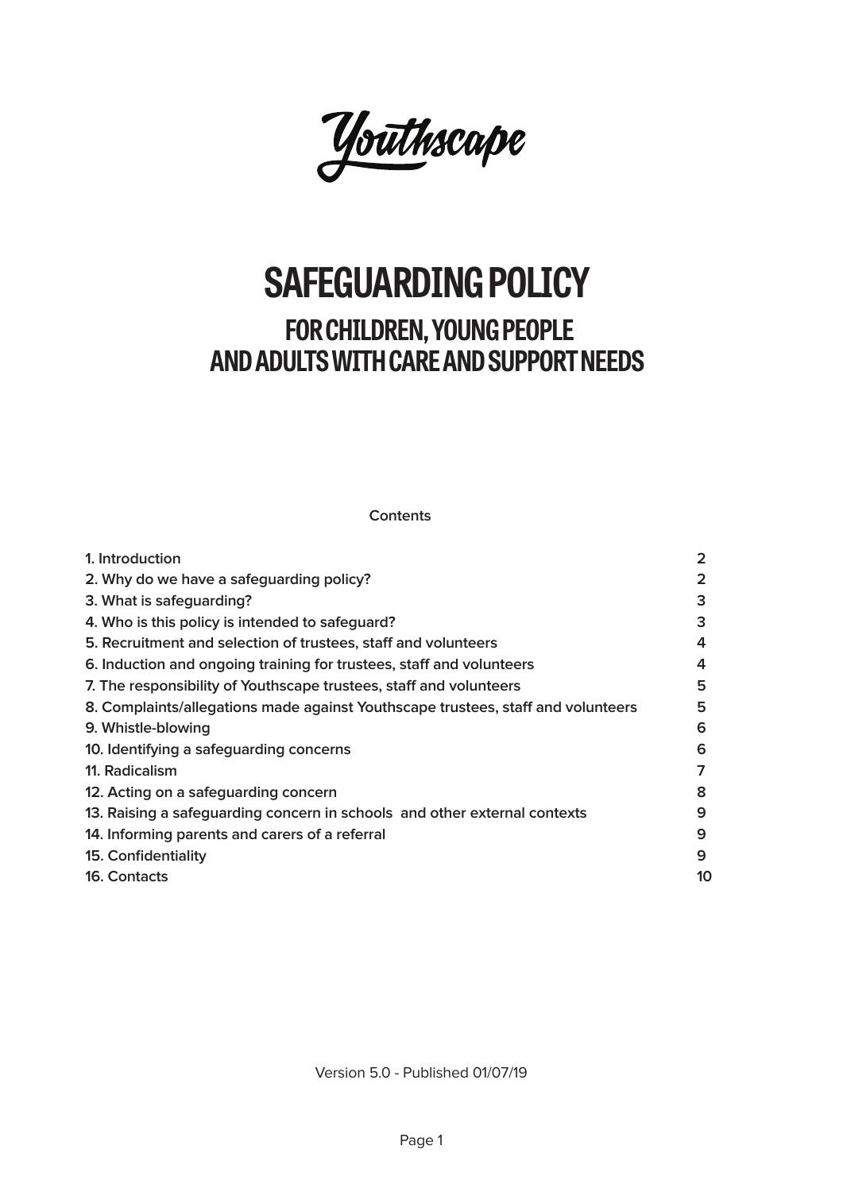Youthscape

# SAFEGUARDING POLICY

## FOR CHILDREN, YOUNG PEOPLE AND ADULTS WITH CARE AND SUPPORT NEEDS

**Contents**

| | |
|---|---|
| 1. Introduction | 2 |
| 2. Why do we have a safeguarding policy? | 2 |
| 3. What is safeguarding? | 3 |
| 4. Who is this policy is intended to safeguard? | 3 |
| 5. Recruitment and selection of trustees, staff and volunteers | 4 |
| 6. Induction and ongoing training for trustees, staff and volunteers | 4 |
| 7. The responsibility of Youthscape trustees, staff and volunteers | 5 |
| 8. Complaints/allegations made against Youthscape trustees, staff and volunteers | 5 |
| 9. Whistle-blowing | 6 |
| 10. Identifying a safeguarding concerns | 6 |
| 11. Radicalism | 7 |
| 12. Acting on a safeguarding concern | 8 |
| 13. Raising a safeguarding concern in schools and other external contexts | 9 |
| 14. Informing parents and carers of a referral | 9 |
| 15. Confidentiality | 9 |
| 16. Contacts | 10 |

Version 5.0 - Published 01/07/19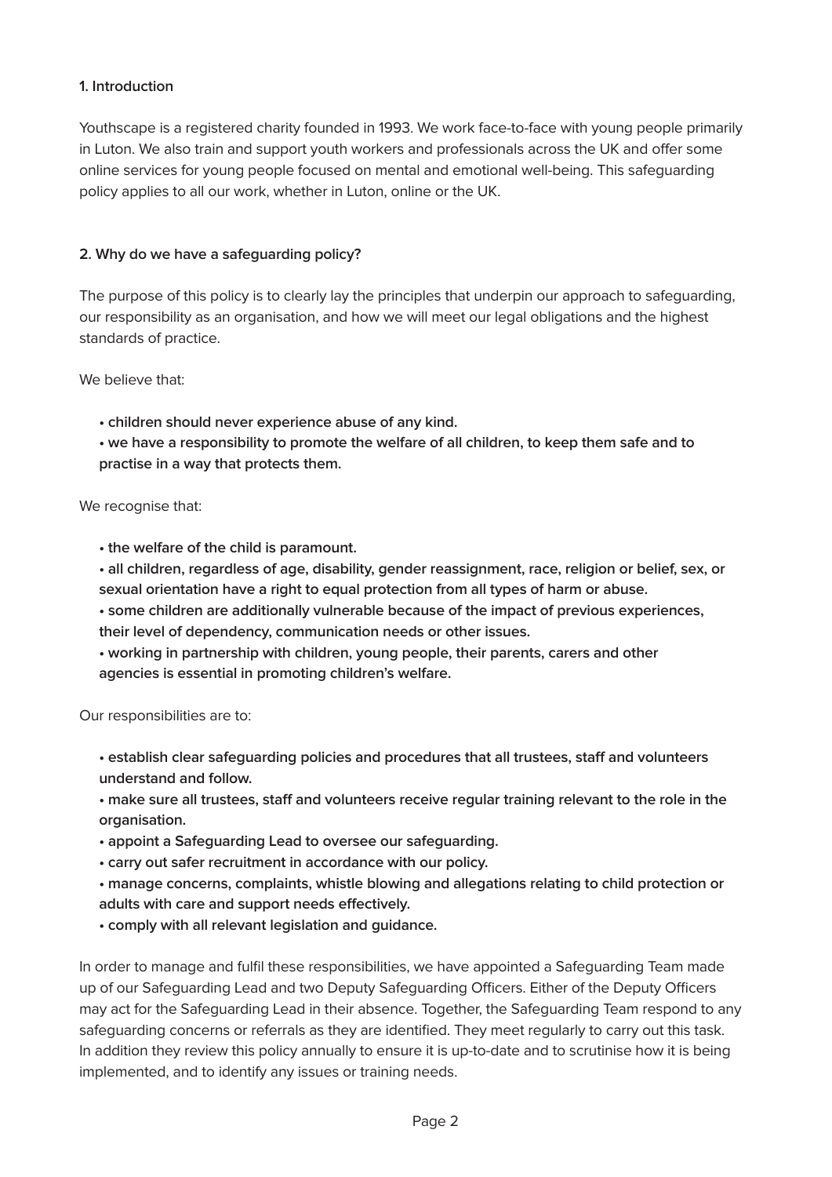## 1. Introduction

Youthscape is a registered charity founded in 1993. We work face-to-face with young people primarily in Luton. We also train and support youth workers and professionals across the UK and offer some online services for young people focused on mental and emotional well-being. This safeguarding policy applies to all our work, whether in Luton, online or the UK.

## 2. Why do we have a safeguarding policy?

The purpose of this policy is to clearly lay the principles that underpin our approach to safeguarding, our responsibility as an organisation, and how we will meet our legal obligations and the highest standards of practice.

We believe that:

- **children should never experience abuse of any kind.**
- **we have a responsibility to promote the welfare of all children, to keep them safe and to practise in a way that protects them.**

We recognise that:

- **the welfare of the child is paramount.**
- **all children, regardless of age, disability, gender reassignment, race, religion or belief, sex, or sexual orientation have a right to equal protection from all types of harm or abuse.**
- **some children are additionally vulnerable because of the impact of previous experiences, their level of dependency, communication needs or other issues.**
- **working in partnership with children, young people, their parents, carers and other agencies is essential in promoting children's welfare.**

Our responsibilities are to:

- **establish clear safeguarding policies and procedures that all trustees, staff and volunteers understand and follow.**
- **make sure all trustees, staff and volunteers receive regular training relevant to the role in the organisation.**
- **appoint a Safeguarding Lead to oversee our safeguarding.**
- **carry out safer recruitment in accordance with our policy.**
- **manage concerns, complaints, whistle blowing and allegations relating to child protection or adults with care and support needs effectively.**
- **comply with all relevant legislation and guidance.**

In order to manage and fulfil these responsibilities, we have appointed a Safeguarding Team made up of our Safeguarding Lead and two Deputy Safeguarding Officers. Either of the Deputy Officers may act for the Safeguarding Lead in their absence. Together, the Safeguarding Team respond to any safeguarding concerns or referrals as they are identified. They meet regularly to carry out this task. In addition they review this policy annually to ensure it is up-to-date and to scrutinise how it is being implemented, and to identify any issues or training needs.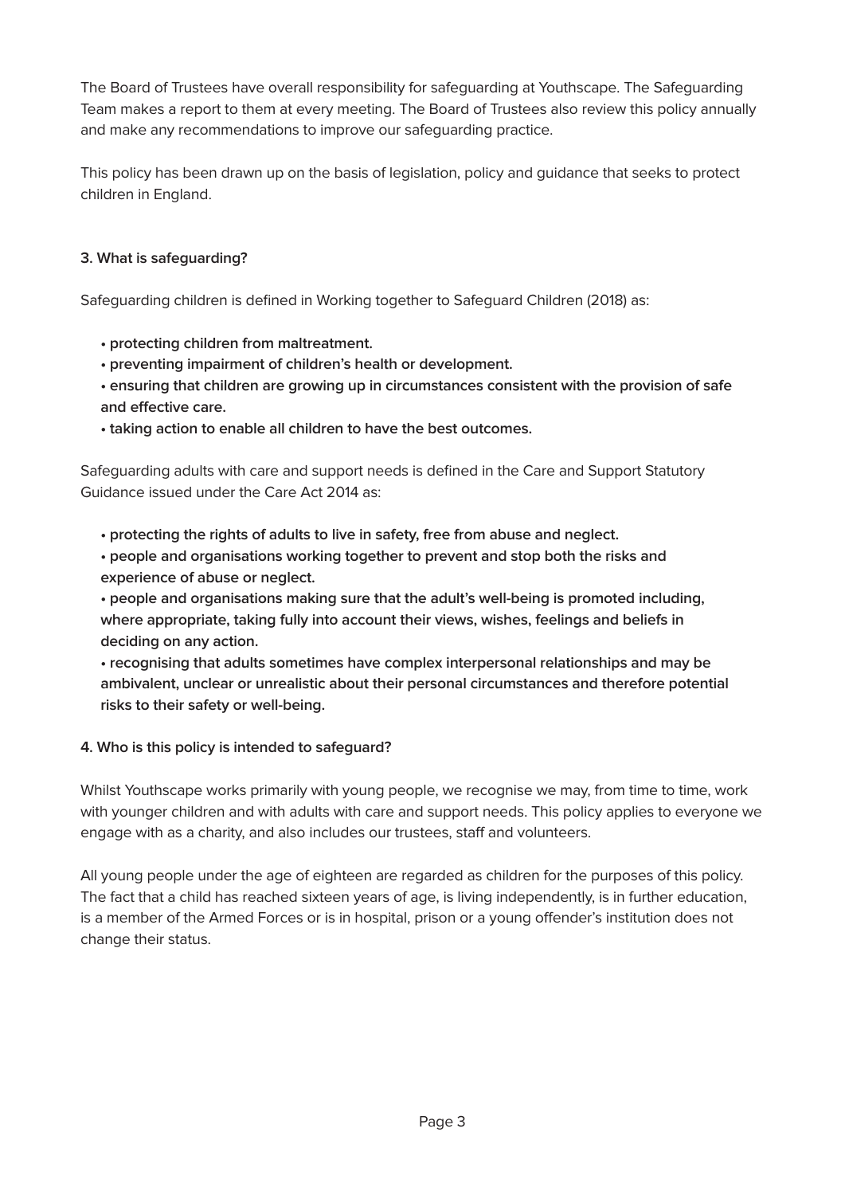The Board of Trustees have overall responsibility for safeguarding at Youthscape. The Safeguarding Team makes a report to them at every meeting. The Board of Trustees also review this policy annually and make any recommendations to improve our safeguarding practice.

This policy has been drawn up on the basis of legislation, policy and guidance that seeks to protect children in England.

### 3. What is safeguarding?

Safeguarding children is defined in Working together to Safeguard Children (2018) as:

- **protecting children from maltreatment.**
- **preventing impairment of children's health or development.**
- **ensuring that children are growing up in circumstances consistent with the provision of safe and effective care.**
- **taking action to enable all children to have the best outcomes.**

Safeguarding adults with care and support needs is defined in the Care and Support Statutory Guidance issued under the Care Act 2014 as:

- **protecting the rights of adults to live in safety, free from abuse and neglect.**
- **people and organisations working together to prevent and stop both the risks and experience of abuse or neglect.**
- **people and organisations making sure that the adult's well-being is promoted including, where appropriate, taking fully into account their views, wishes, feelings and beliefs in deciding on any action.**
- **recognising that adults sometimes have complex interpersonal relationships and may be ambivalent, unclear or unrealistic about their personal circumstances and therefore potential risks to their safety or well-being.**

### 4. Who is this policy is intended to safeguard?

Whilst Youthscape works primarily with young people, we recognise we may, from time to time, work with younger children and with adults with care and support needs. This policy applies to everyone we engage with as a charity, and also includes our trustees, staff and volunteers.

All young people under the age of eighteen are regarded as children for the purposes of this policy. The fact that a child has reached sixteen years of age, is living independently, is in further education, is a member of the Armed Forces or is in hospital, prison or a young offender's institution does not change their status.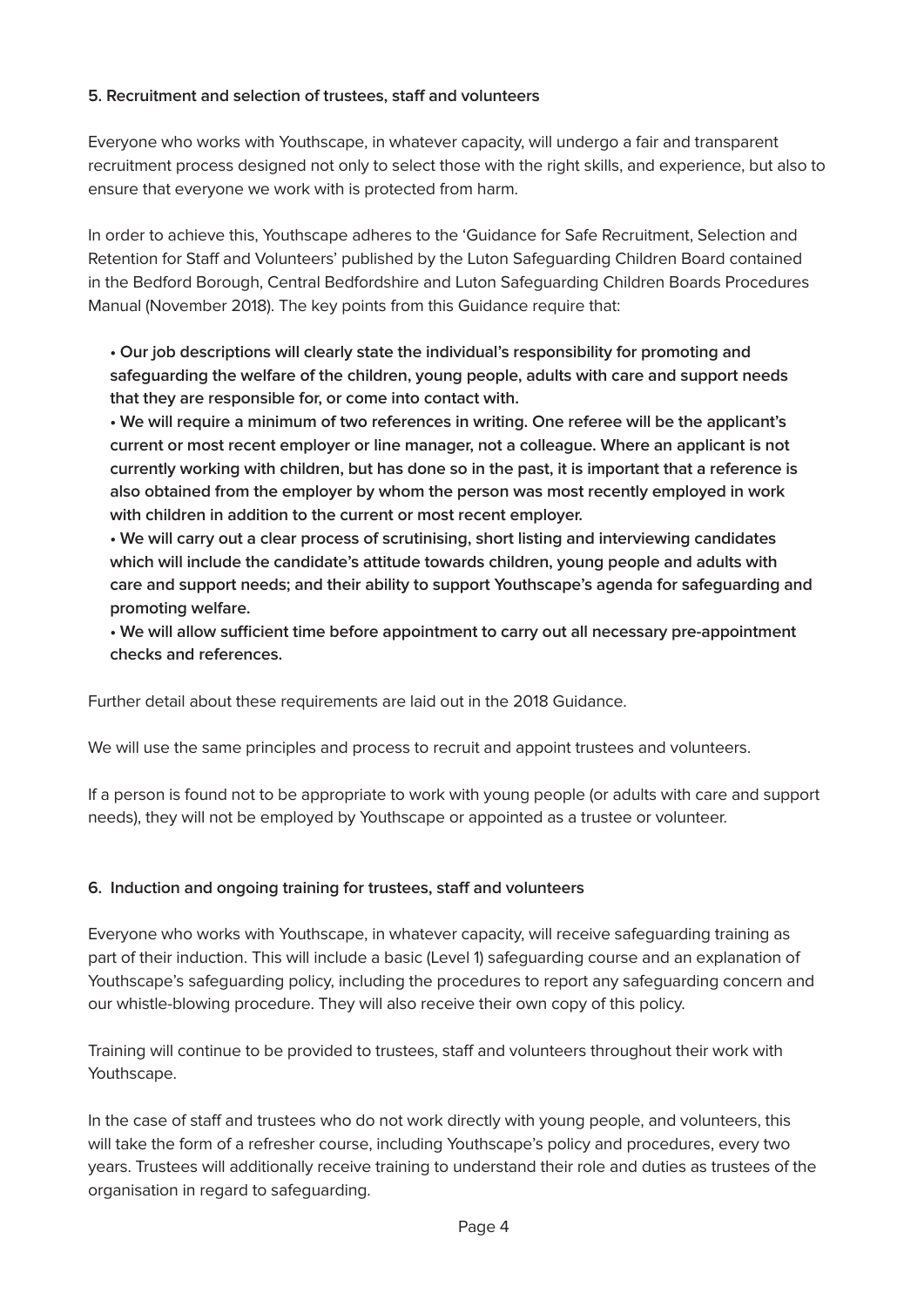### 5. Recruitment and selection of trustees, staff and volunteers

Everyone who works with Youthscape, in whatever capacity, will undergo a fair and transparent recruitment process designed not only to select those with the right skills, and experience, but also to ensure that everyone we work with is protected from harm.

In order to achieve this, Youthscape adheres to the 'Guidance for Safe Recruitment, Selection and Retention for Staff and Volunteers' published by the Luton Safeguarding Children Board contained in the Bedford Borough, Central Bedfordshire and Luton Safeguarding Children Boards Procedures Manual (November 2018). The key points from this Guidance require that:

- **Our job descriptions will clearly state the individual's responsibility for promoting and safeguarding the welfare of the children, young people, adults with care and support needs that they are responsible for, or come into contact with.**
- **We will require a minimum of two references in writing. One referee will be the applicant's current or most recent employer or line manager, not a colleague. Where an applicant is not currently working with children, but has done so in the past, it is important that a reference is also obtained from the employer by whom the person was most recently employed in work with children in addition to the current or most recent employer.**
- **We will carry out a clear process of scrutinising, short listing and interviewing candidates which will include the candidate's attitude towards children, young people and adults with care and support needs; and their ability to support Youthscape's agenda for safeguarding and promoting welfare.**
- **We will allow sufficient time before appointment to carry out all necessary pre-appointment checks and references.**

Further detail about these requirements are laid out in the 2018 Guidance.

We will use the same principles and process to recruit and appoint trustees and volunteers.

If a person is found not to be appropriate to work with young people (or adults with care and support needs), they will not be employed by Youthscape or appointed as a trustee or volunteer.

### 6. Induction and ongoing training for trustees, staff and volunteers

Everyone who works with Youthscape, in whatever capacity, will receive safeguarding training as part of their induction. This will include a basic (Level 1) safeguarding course and an explanation of Youthscape's safeguarding policy, including the procedures to report any safeguarding concern and our whistle-blowing procedure. They will also receive their own copy of this policy.

Training will continue to be provided to trustees, staff and volunteers throughout their work with Youthscape.

In the case of staff and trustees who do not work directly with young people, and volunteers, this will take the form of a refresher course, including Youthscape's policy and procedures, every two years. Trustees will additionally receive training to understand their role and duties as trustees of the organisation in regard to safeguarding.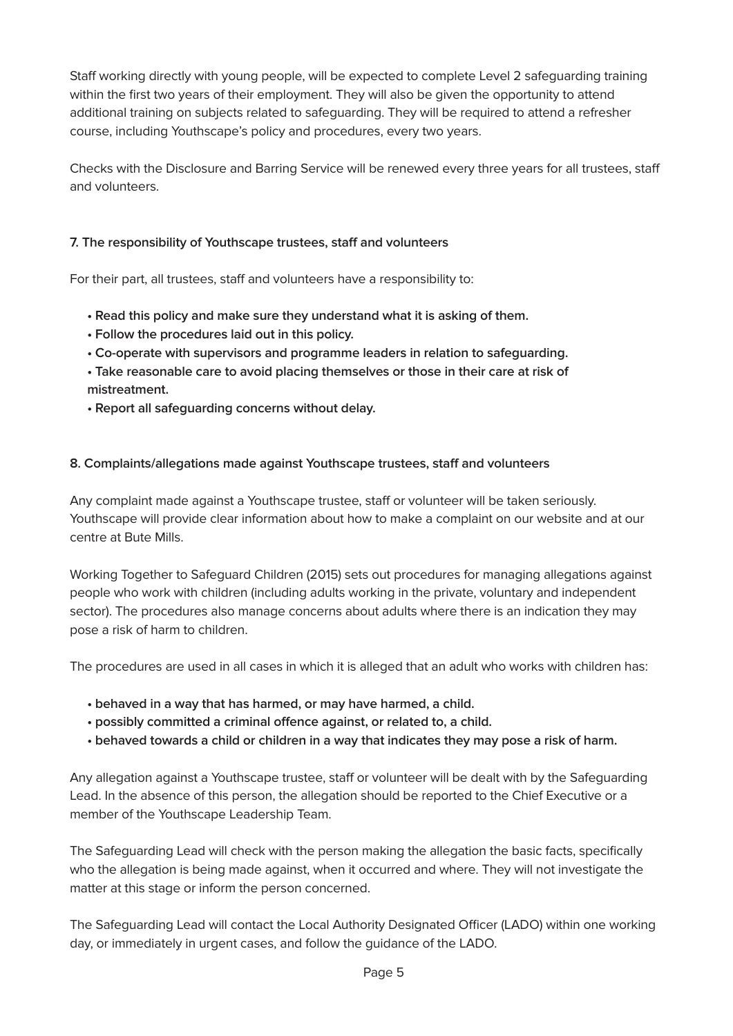Staff working directly with young people, will be expected to complete Level 2 safeguarding training within the first two years of their employment. They will also be given the opportunity to attend additional training on subjects related to safeguarding. They will be required to attend a refresher course, including Youthscape's policy and procedures, every two years.

Checks with the Disclosure and Barring Service will be renewed every three years for all trustees, staff and volunteers.

### 7. The responsibility of Youthscape trustees, staff and volunteers

For their part, all trustees, staff and volunteers have a responsibility to:

- **Read this policy and make sure they understand what it is asking of them.**
- **Follow the procedures laid out in this policy.**
- **Co-operate with supervisors and programme leaders in relation to safeguarding.**
- **Take reasonable care to avoid placing themselves or those in their care at risk of mistreatment.**
- **Report all safeguarding concerns without delay.**

### 8. Complaints/allegations made against Youthscape trustees, staff and volunteers

Any complaint made against a Youthscape trustee, staff or volunteer will be taken seriously. Youthscape will provide clear information about how to make a complaint on our website and at our centre at Bute Mills.

Working Together to Safeguard Children (2015) sets out procedures for managing allegations against people who work with children (including adults working in the private, voluntary and independent sector). The procedures also manage concerns about adults where there is an indication they may pose a risk of harm to children.

The procedures are used in all cases in which it is alleged that an adult who works with children has:

- **behaved in a way that has harmed, or may have harmed, a child.**
- **possibly committed a criminal offence against, or related to, a child.**
- **behaved towards a child or children in a way that indicates they may pose a risk of harm.**

Any allegation against a Youthscape trustee, staff or volunteer will be dealt with by the Safeguarding Lead. In the absence of this person, the allegation should be reported to the Chief Executive or a member of the Youthscape Leadership Team.

The Safeguarding Lead will check with the person making the allegation the basic facts, specifically who the allegation is being made against, when it occurred and where. They will not investigate the matter at this stage or inform the person concerned.

The Safeguarding Lead will contact the Local Authority Designated Officer (LADO) within one working day, or immediately in urgent cases, and follow the guidance of the LADO.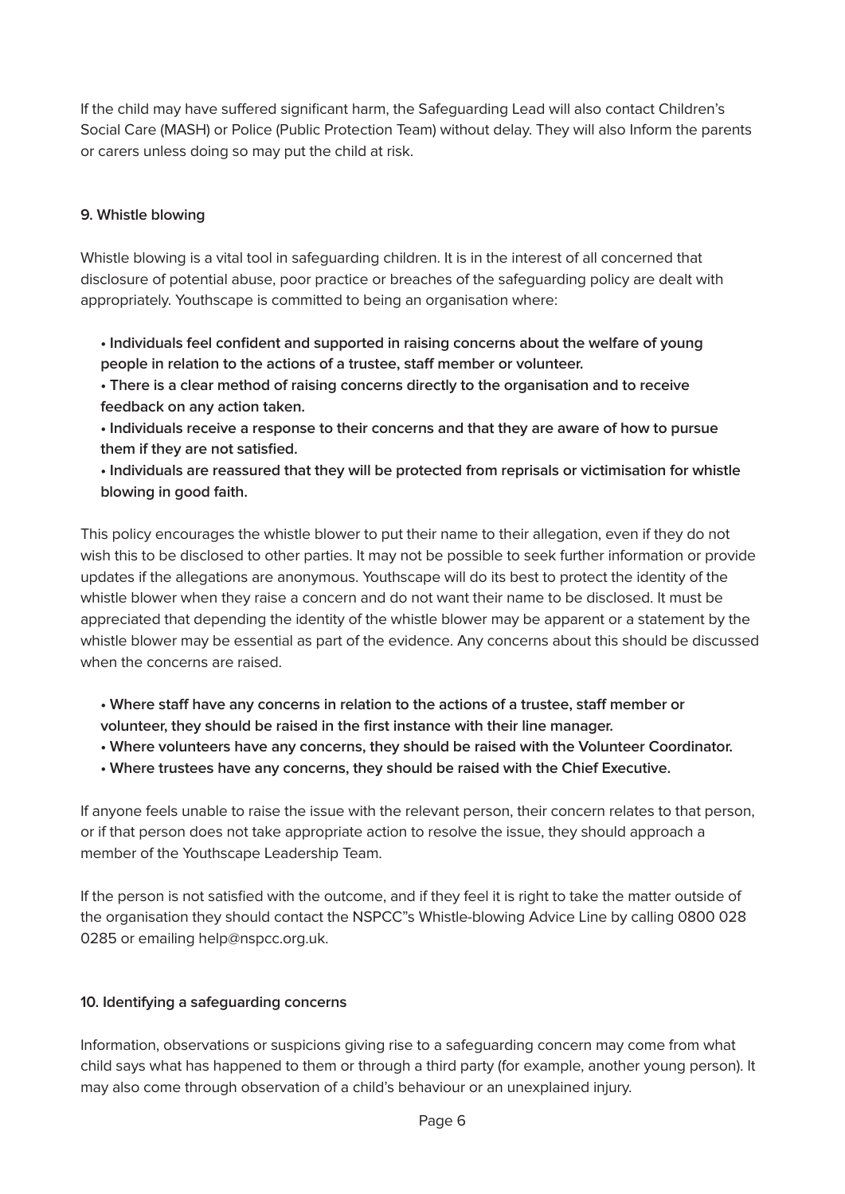If the child may have suffered significant harm, the Safeguarding Lead will also contact Children's Social Care (MASH) or Police (Public Protection Team) without delay. They will also Inform the parents or carers unless doing so may put the child at risk.

## 9. Whistle blowing

Whistle blowing is a vital tool in safeguarding children. It is in the interest of all concerned that disclosure of potential abuse, poor practice or breaches of the safeguarding policy are dealt with appropriately. Youthscape is committed to being an organisation where:

- **Individuals feel confident and supported in raising concerns about the welfare of young people in relation to the actions of a trustee, staff member or volunteer.**
- **There is a clear method of raising concerns directly to the organisation and to receive feedback on any action taken.**
- **Individuals receive a response to their concerns and that they are aware of how to pursue them if they are not satisfied.**
- **Individuals are reassured that they will be protected from reprisals or victimisation for whistle blowing in good faith.**

This policy encourages the whistle blower to put their name to their allegation, even if they do not wish this to be disclosed to other parties. It may not be possible to seek further information or provide updates if the allegations are anonymous. Youthscape will do its best to protect the identity of the whistle blower when they raise a concern and do not want their name to be disclosed. It must be appreciated that depending the identity of the whistle blower may be apparent or a statement by the whistle blower may be essential as part of the evidence. Any concerns about this should be discussed when the concerns are raised.

- **Where staff have any concerns in relation to the actions of a trustee, staff member or volunteer, they should be raised in the first instance with their line manager.**
- **Where volunteers have any concerns, they should be raised with the Volunteer Coordinator.**
- **Where trustees have any concerns, they should be raised with the Chief Executive.**

If anyone feels unable to raise the issue with the relevant person, their concern relates to that person, or if that person does not take appropriate action to resolve the issue, they should approach a member of the Youthscape Leadership Team.

If the person is not satisfied with the outcome, and if they feel it is right to take the matter outside of the organisation they should contact the NSPCC"s Whistle-blowing Advice Line by calling 0800 028 0285 or emailing help@nspcc.org.uk.

## 10. Identifying a safeguarding concerns

Information, observations or suspicions giving rise to a safeguarding concern may come from what child says what has happened to them or through a third party (for example, another young person). It may also come through observation of a child's behaviour or an unexplained injury.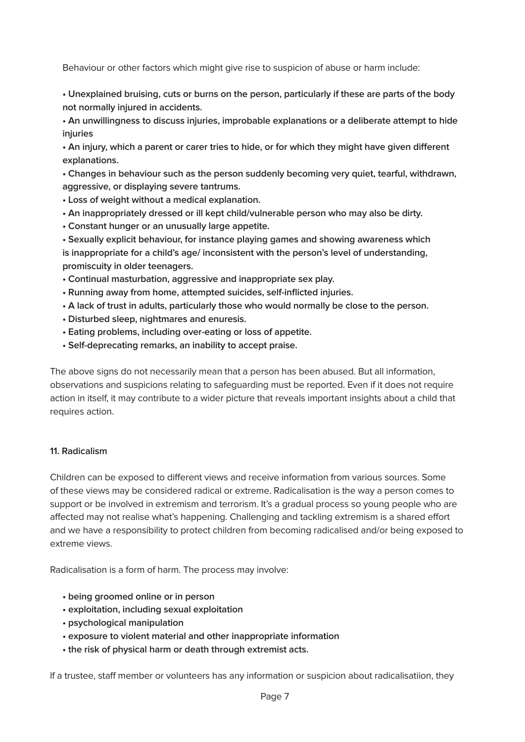Behaviour or other factors which might give rise to suspicion of abuse or harm include:

- **Unexplained bruising, cuts or burns on the person, particularly if these are parts of the body not normally injured in accidents.**
- **An unwillingness to discuss injuries, improbable explanations or a deliberate attempt to hide injuries**
- **An injury, which a parent or carer tries to hide, or for which they might have given different explanations.**
- **Changes in behaviour such as the person suddenly becoming very quiet, tearful, withdrawn, aggressive, or displaying severe tantrums.**
- **Loss of weight without a medical explanation.**
- **An inappropriately dressed or ill kept child/vulnerable person who may also be dirty.**
- **Constant hunger or an unusually large appetite.**
- **Sexually explicit behaviour, for instance playing games and showing awareness which is inappropriate for a child's age/ inconsistent with the person's level of understanding, promiscuity in older teenagers.**
- **Continual masturbation, aggressive and inappropriate sex play.**
- **Running away from home, attempted suicides, self-inflicted injuries.**
- **A lack of trust in adults, particularly those who would normally be close to the person.**
- **Disturbed sleep, nightmares and enuresis.**
- **Eating problems, including over-eating or loss of appetite.**
- **Self-deprecating remarks, an inability to accept praise.**

The above signs do not necessarily mean that a person has been abused. But all information, observations and suspicions relating to safeguarding must be reported. Even if it does not require action in itself, it may contribute to a wider picture that reveals important insights about a child that requires action.

#### 11. Radicalism

Children can be exposed to different views and receive information from various sources. Some of these views may be considered radical or extreme. Radicalisation is the way a person comes to support or be involved in extremism and terrorism. It's a gradual process so young people who are affected may not realise what's happening. Challenging and tackling extremism is a shared effort and we have a responsibility to protect children from becoming radicalised and/or being exposed to extreme views.

Radicalisation is a form of harm. The process may involve:

- **being groomed online or in person**
- **exploitation, including sexual exploitation**
- **psychological manipulation**
- **exposure to violent material and other inappropriate information**
- **the risk of physical harm or death through extremist acts.**

If a trustee, staff member or volunteers has any information or suspicion about radicalisatiion, they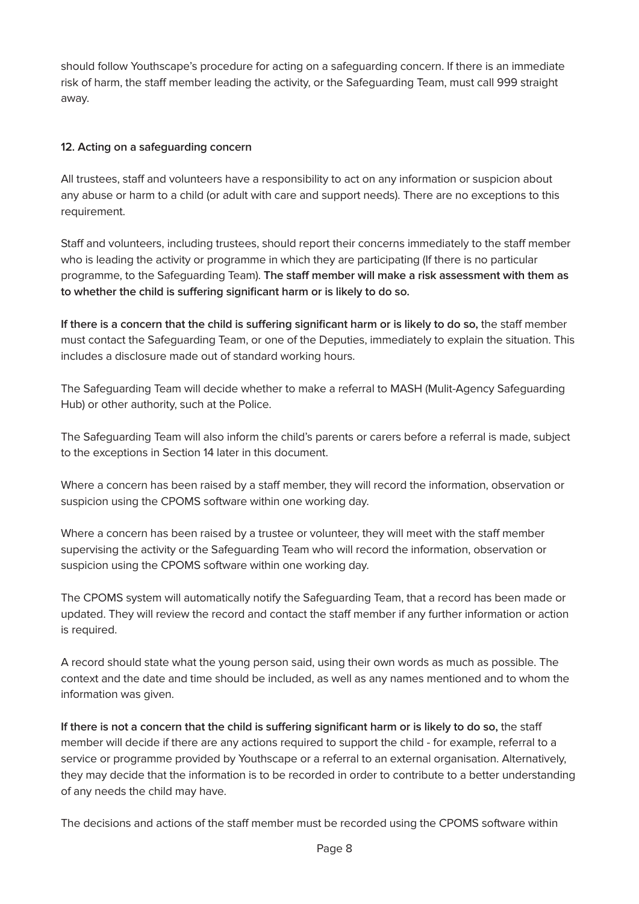should follow Youthscape's procedure for acting on a safeguarding concern. If there is an immediate risk of harm, the staff member leading the activity, or the Safeguarding Team, must call 999 straight away.

### 12. Acting on a safeguarding concern

All trustees, staff and volunteers have a responsibility to act on any information or suspicion about any abuse or harm to a child (or adult with care and support needs). There are no exceptions to this requirement.

Staff and volunteers, including trustees, should report their concerns immediately to the staff member who is leading the activity or programme in which they are participating (If there is no particular programme, to the Safeguarding Team). **The staff member will make a risk assessment with them as to whether the child is suffering significant harm or is likely to do so.**

**If there is a concern that the child is suffering significant harm or is likely to do so,** the staff member must contact the Safeguarding Team, or one of the Deputies, immediately to explain the situation. This includes a disclosure made out of standard working hours.

The Safeguarding Team will decide whether to make a referral to MASH (Mulit-Agency Safeguarding Hub) or other authority, such at the Police.

The Safeguarding Team will also inform the child's parents or carers before a referral is made, subject to the exceptions in Section 14 later in this document.

Where a concern has been raised by a staff member, they will record the information, observation or suspicion using the CPOMS software within one working day.

Where a concern has been raised by a trustee or volunteer, they will meet with the staff member supervising the activity or the Safeguarding Team who will record the information, observation or suspicion using the CPOMS software within one working day.

The CPOMS system will automatically notify the Safeguarding Team, that a record has been made or updated. They will review the record and contact the staff member if any further information or action is required.

A record should state what the young person said, using their own words as much as possible. The context and the date and time should be included, as well as any names mentioned and to whom the information was given.

**If there is not a concern that the child is suffering significant harm or is likely to do so,** the staff member will decide if there are any actions required to support the child - for example, referral to a service or programme provided by Youthscape or a referral to an external organisation. Alternatively, they may decide that the information is to be recorded in order to contribute to a better understanding of any needs the child may have.

The decisions and actions of the staff member must be recorded using the CPOMS software within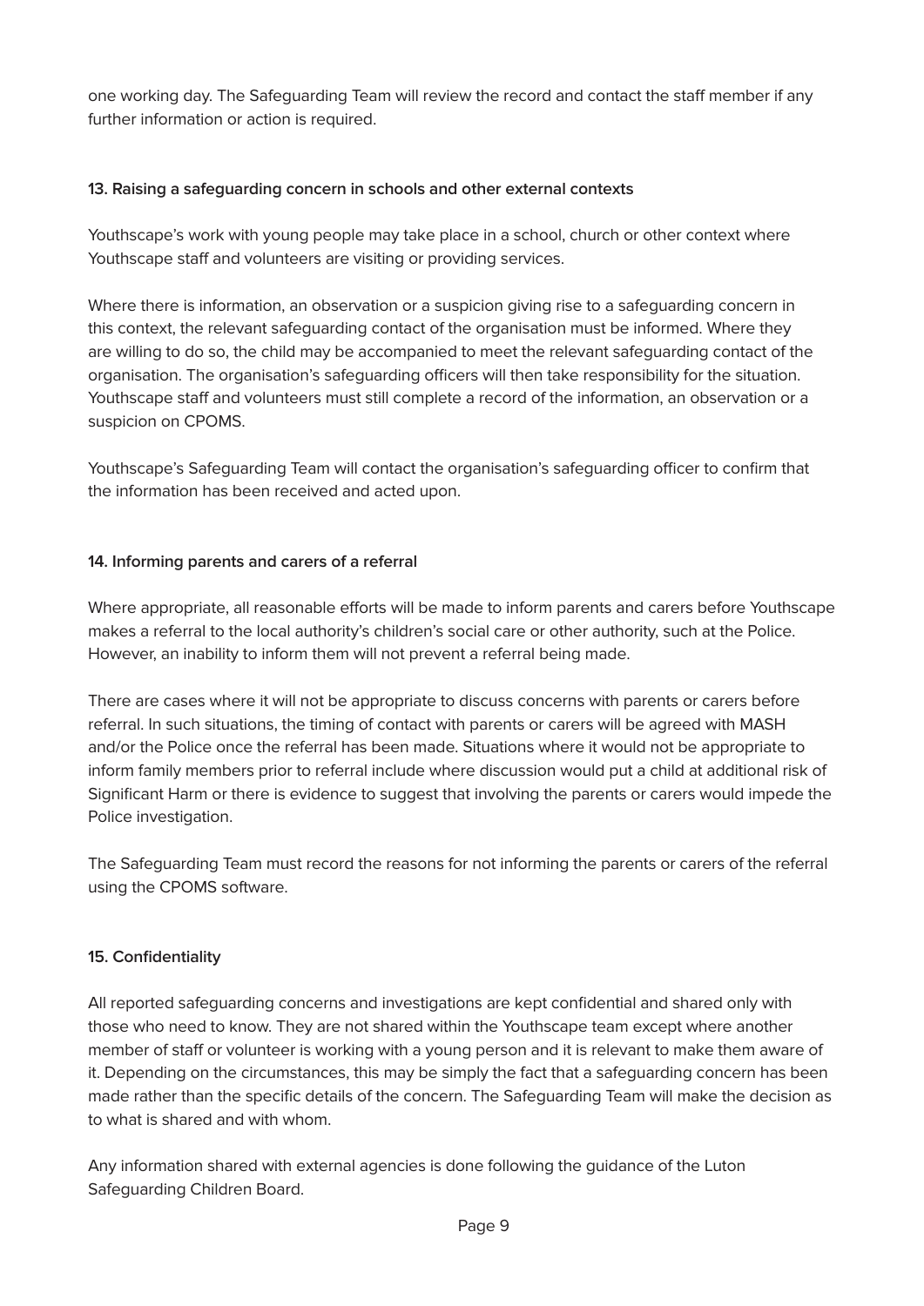one working day. The Safeguarding Team will review the record and contact the staff member if any further information or action is required.

**13. Raising a safeguarding concern in schools and other external contexts**

Youthscape's work with young people may take place in a school, church or other context where Youthscape staff and volunteers are visiting or providing services.

Where there is information, an observation or a suspicion giving rise to a safeguarding concern in this context, the relevant safeguarding contact of the organisation must be informed. Where they are willing to do so, the child may be accompanied to meet the relevant safeguarding contact of the organisation. The organisation's safeguarding officers will then take responsibility for the situation. Youthscape staff and volunteers must still complete a record of the information, an observation or a suspicion on CPOMS.

Youthscape's Safeguarding Team will contact the organisation's safeguarding officer to confirm that the information has been received and acted upon.

**14. Informing parents and carers of a referral**

Where appropriate, all reasonable efforts will be made to inform parents and carers before Youthscape makes a referral to the local authority's children's social care or other authority, such at the Police. However, an inability to inform them will not prevent a referral being made.

There are cases where it will not be appropriate to discuss concerns with parents or carers before referral. In such situations, the timing of contact with parents or carers will be agreed with MASH and/or the Police once the referral has been made. Situations where it would not be appropriate to inform family members prior to referral include where discussion would put a child at additional risk of Significant Harm or there is evidence to suggest that involving the parents or carers would impede the Police investigation.

The Safeguarding Team must record the reasons for not informing the parents or carers of the referral using the CPOMS software.

**15. Confidentiality**

All reported safeguarding concerns and investigations are kept confidential and shared only with those who need to know. They are not shared within the Youthscape team except where another member of staff or volunteer is working with a young person and it is relevant to make them aware of it. Depending on the circumstances, this may be simply the fact that a safeguarding concern has been made rather than the specific details of the concern. The Safeguarding Team will make the decision as to what is shared and with whom.

Any information shared with external agencies is done following the guidance of the Luton Safeguarding Children Board.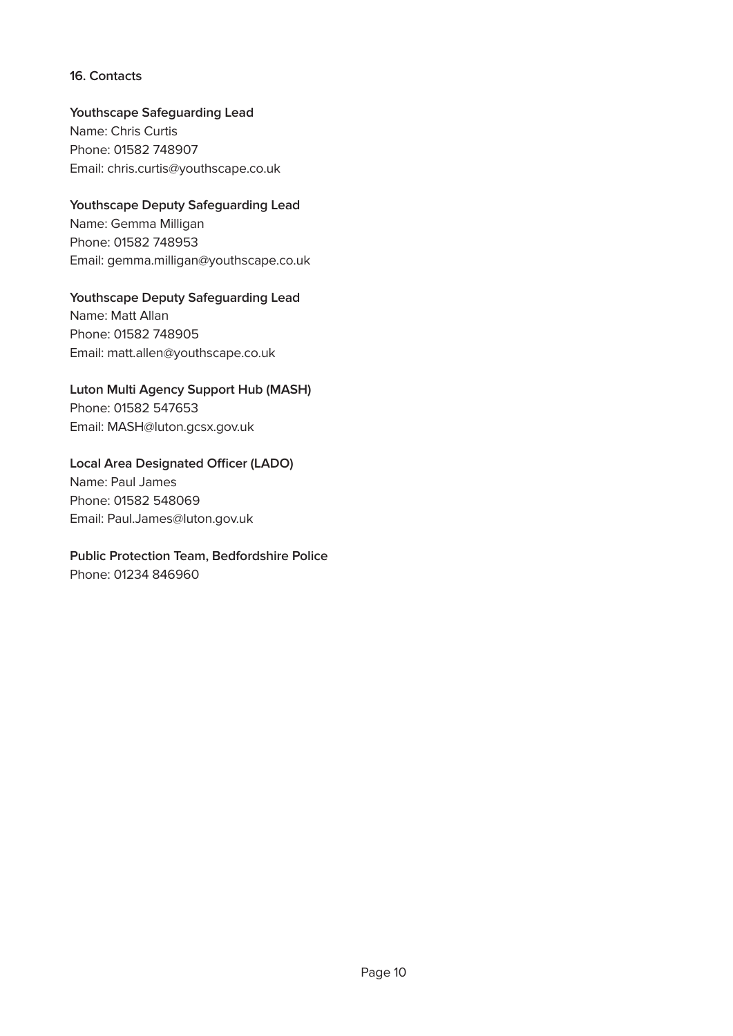## 16. Contacts

**Youthscape Safeguarding Lead**
Name: Chris Curtis
Phone: 01582 748907
Email: chris.curtis@youthscape.co.uk

**Youthscape Deputy Safeguarding Lead**
Name: Gemma Milligan
Phone: 01582 748953
Email: gemma.milligan@youthscape.co.uk

**Youthscape Deputy Safeguarding Lead**
Name: Matt Allan
Phone: 01582 748905
Email: matt.allen@youthscape.co.uk

**Luton Multi Agency Support Hub (MASH)**
Phone: 01582 547653
Email: MASH@luton.gcsx.gov.uk

**Local Area Designated Officer (LADO)**
Name: Paul James
Phone: 01582 548069
Email: Paul.James@luton.gov.uk

**Public Protection Team, Bedfordshire Police**
Phone: 01234 846960